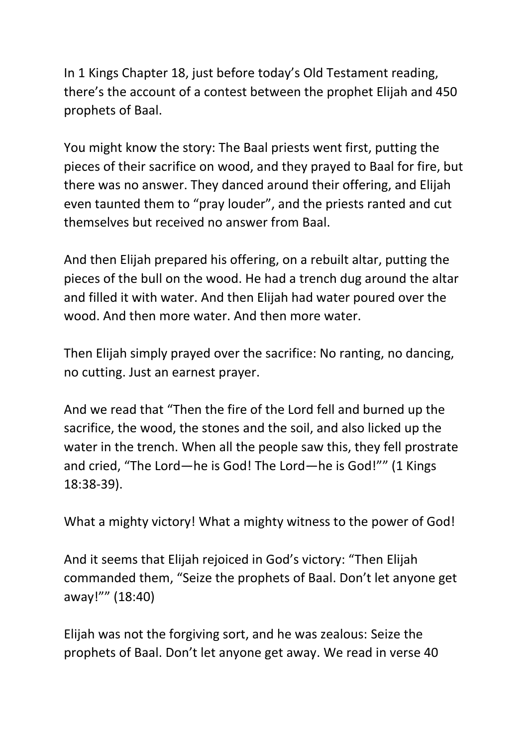In 1 Kings Chapter 18, just before today's Old Testament reading, there's the account of a contest between the prophet Elijah and 450 prophets of Baal.

You might know the story: The Baal priests went first, putting the pieces of their sacrifice on wood, and they prayed to Baal for fire, but there was no answer. They danced around their offering, and Elijah even taunted them to "pray louder", and the priests ranted and cut themselves but received no answer from Baal.

And then Elijah prepared his offering, on a rebuilt altar, putting the pieces of the bull on the wood. He had a trench dug around the altar and filled it with water. And then Elijah had water poured over the wood. And then more water. And then more water.

Then Elijah simply prayed over the sacrifice: No ranting, no dancing, no cutting. Just an earnest prayer.

And we read that "Then the fire of the Lord fell and burned up the sacrifice, the wood, the stones and the soil, and also licked up the water in the trench. When all the people saw this, they fell prostrate and cried, "The Lord—he is God! The Lord—he is God!"" (1 Kings 18:38-39).

What a mighty victory! What a mighty witness to the power of God!

And it seems that Elijah rejoiced in God's victory: "Then Elijah commanded them, "Seize the prophets of Baal. Don't let anyone get away!"" (18:40)

Elijah was not the forgiving sort, and he was zealous: Seize the prophets of Baal. Don't let anyone get away. We read in verse 40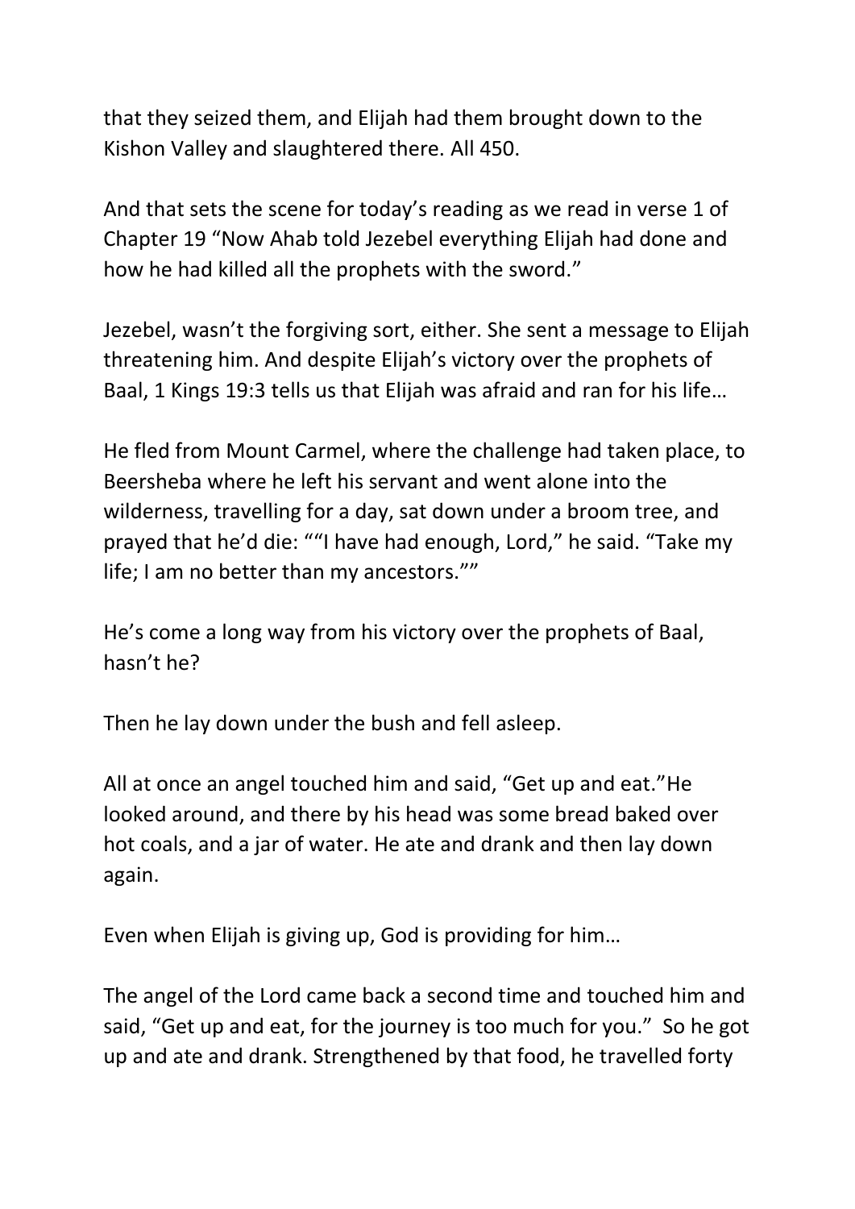that they seized them, and Elijah had them brought down to the Kishon Valley and slaughtered there. All 450.

And that sets the scene for today's reading as we read in verse 1 of Chapter 19 "Now Ahab told Jezebel everything Elijah had done and how he had killed all the prophets with the sword."

Jezebel, wasn't the forgiving sort, either. She sent a message to Elijah threatening him. And despite Elijah's victory over the prophets of Baal, 1 Kings 19:3 tells us that Elijah was afraid and ran for his life…

He fled from Mount Carmel, where the challenge had taken place, to Beersheba where he left his servant and went alone into the wilderness, travelling for a day, sat down under a broom tree, and prayed that he'd die: ""I have had enough, Lord," he said. "Take my life; I am no better than my ancestors.""

He's come a long way from his victory over the prophets of Baal, hasn't he?

Then he lay down under the bush and fell asleep.

All at once an angel touched him and said, "Get up and eat."He looked around, and there by his head was some bread baked over hot coals, and a jar of water. He ate and drank and then lay down again.

Even when Elijah is giving up, God is providing for him…

The angel of the Lord came back a second time and touched him and said, "Get up and eat, for the journey is too much for you." So he got up and ate and drank. Strengthened by that food, he travelled forty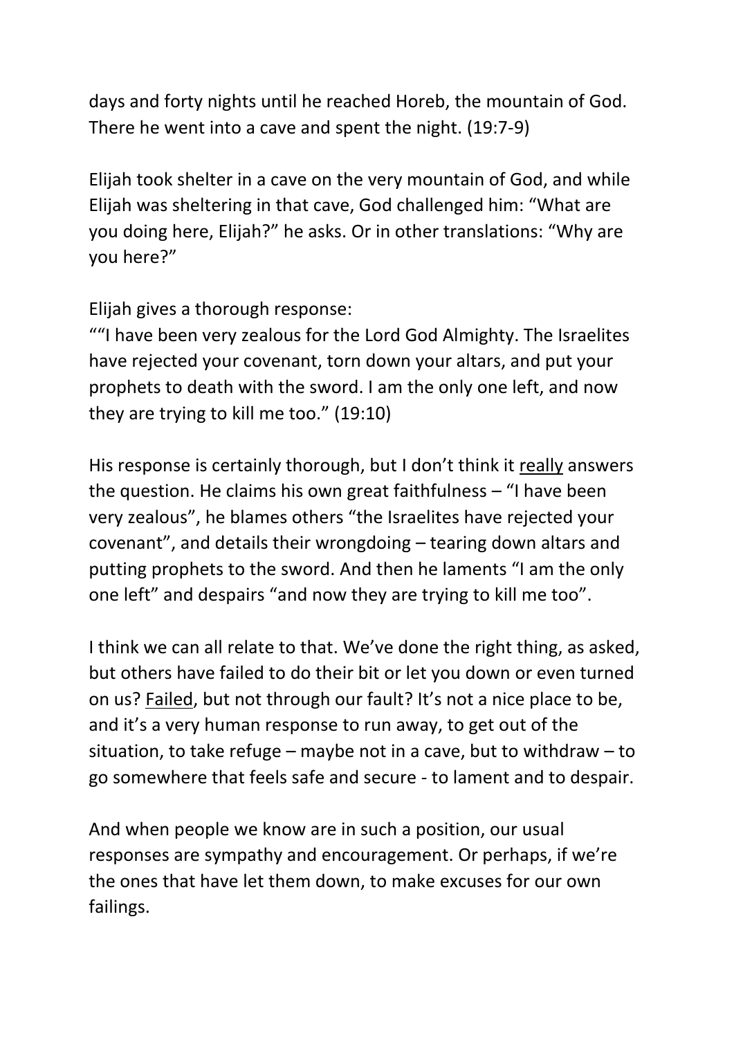days and forty nights until he reached Horeb, the mountain of God. There he went into a cave and spent the night. (19:7-9)

Elijah took shelter in a cave on the very mountain of God, and while Elijah was sheltering in that cave, God challenged him: "What are you doing here, Elijah?" he asks. Or in other translations: "Why are you here?"

Elijah gives a thorough response:
""I have been very zealous for the Lord God Almighty. The Israelites have rejected your covenant, torn down your altars, and put your prophets to death with the sword. I am the only one left, and now they are trying to kill me too." (19:10)

His response is certainly thorough, but I don't think it <u>really</u> answers the question. He claims his own great faithfulness – "I have been very zealous", he blames others "the Israelites have rejected your covenant", and details their wrongdoing – tearing down altars and putting prophets to the sword. And then he laments "I am the only one left" and despairs "and now they are trying to kill me too".

I think we can all relate to that. We've done the right thing, as asked, but others have failed to do their bit or let you down or even turned on us? <u>Failed</u>, but not through our fault? It's not a nice place to be, and it's a very human response to run away, to get out of the situation, to take refuge – maybe not in a cave, but to withdraw – to go somewhere that feels safe and secure - to lament and to despair.

And when people we know are in such a position, our usual responses are sympathy and encouragement. Or perhaps, if we're the ones that have let them down, to make excuses for our own failings.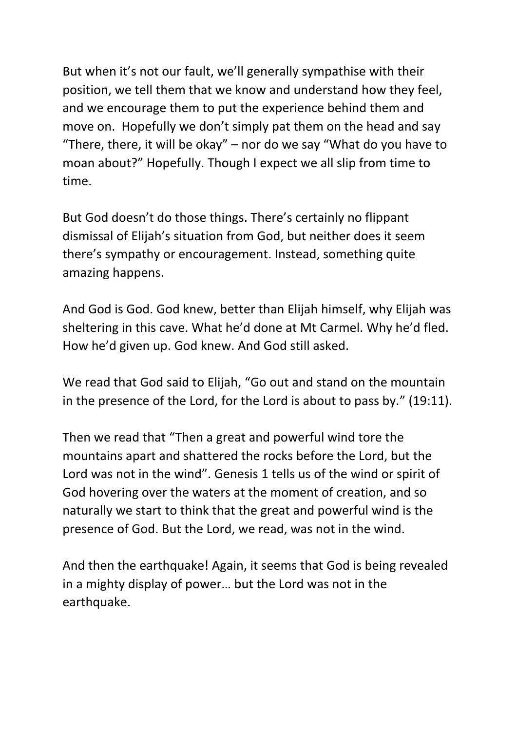But when it's not our fault, we'll generally sympathise with their position, we tell them that we know and understand how they feel, and we encourage them to put the experience behind them and move on.  Hopefully we don't simply pat them on the head and say "There, there, it will be okay" – nor do we say "What do you have to moan about?" Hopefully. Though I expect we all slip from time to time.

But God doesn't do those things. There's certainly no flippant dismissal of Elijah's situation from God, but neither does it seem there's sympathy or encouragement. Instead, something quite amazing happens.

And God is God. God knew, better than Elijah himself, why Elijah was sheltering in this cave. What he'd done at Mt Carmel. Why he'd fled. How he'd given up. God knew. And God still asked.

We read that God said to Elijah, "Go out and stand on the mountain in the presence of the Lord, for the Lord is about to pass by." (19:11).

Then we read that "Then a great and powerful wind tore the mountains apart and shattered the rocks before the Lord, but the Lord was not in the wind". Genesis 1 tells us of the wind or spirit of God hovering over the waters at the moment of creation, and so naturally we start to think that the great and powerful wind is the presence of God. But the Lord, we read, was not in the wind.

And then the earthquake! Again, it seems that God is being revealed in a mighty display of power… but the Lord was not in the earthquake.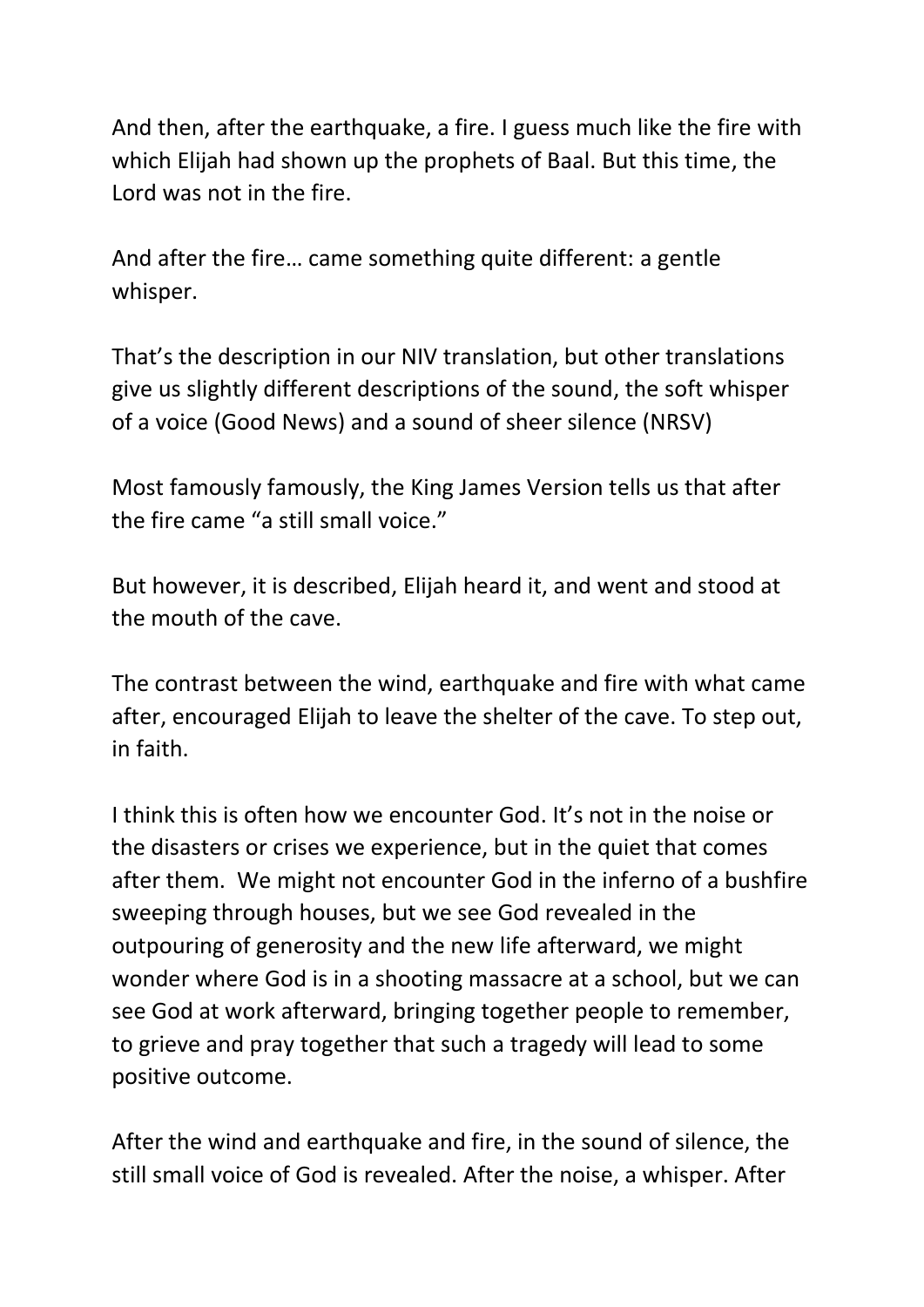And then, after the earthquake, a fire. I guess much like the fire with which Elijah had shown up the prophets of Baal. But this time, the Lord was not in the fire.

And after the fire… came something quite different: a gentle whisper.

That's the description in our NIV translation, but other translations give us slightly different descriptions of the sound, the soft whisper of a voice (Good News) and a sound of sheer silence (NRSV)

Most famously famously, the King James Version tells us that after the fire came "a still small voice."

But however, it is described, Elijah heard it, and went and stood at the mouth of the cave.

The contrast between the wind, earthquake and fire with what came after, encouraged Elijah to leave the shelter of the cave. To step out, in faith.

I think this is often how we encounter God. It's not in the noise or the disasters or crises we experience, but in the quiet that comes after them. We might not encounter God in the inferno of a bushfire sweeping through houses, but we see God revealed in the outpouring of generosity and the new life afterward, we might wonder where God is in a shooting massacre at a school, but we can see God at work afterward, bringing together people to remember, to grieve and pray together that such a tragedy will lead to some positive outcome.

After the wind and earthquake and fire, in the sound of silence, the still small voice of God is revealed. After the noise, a whisper. After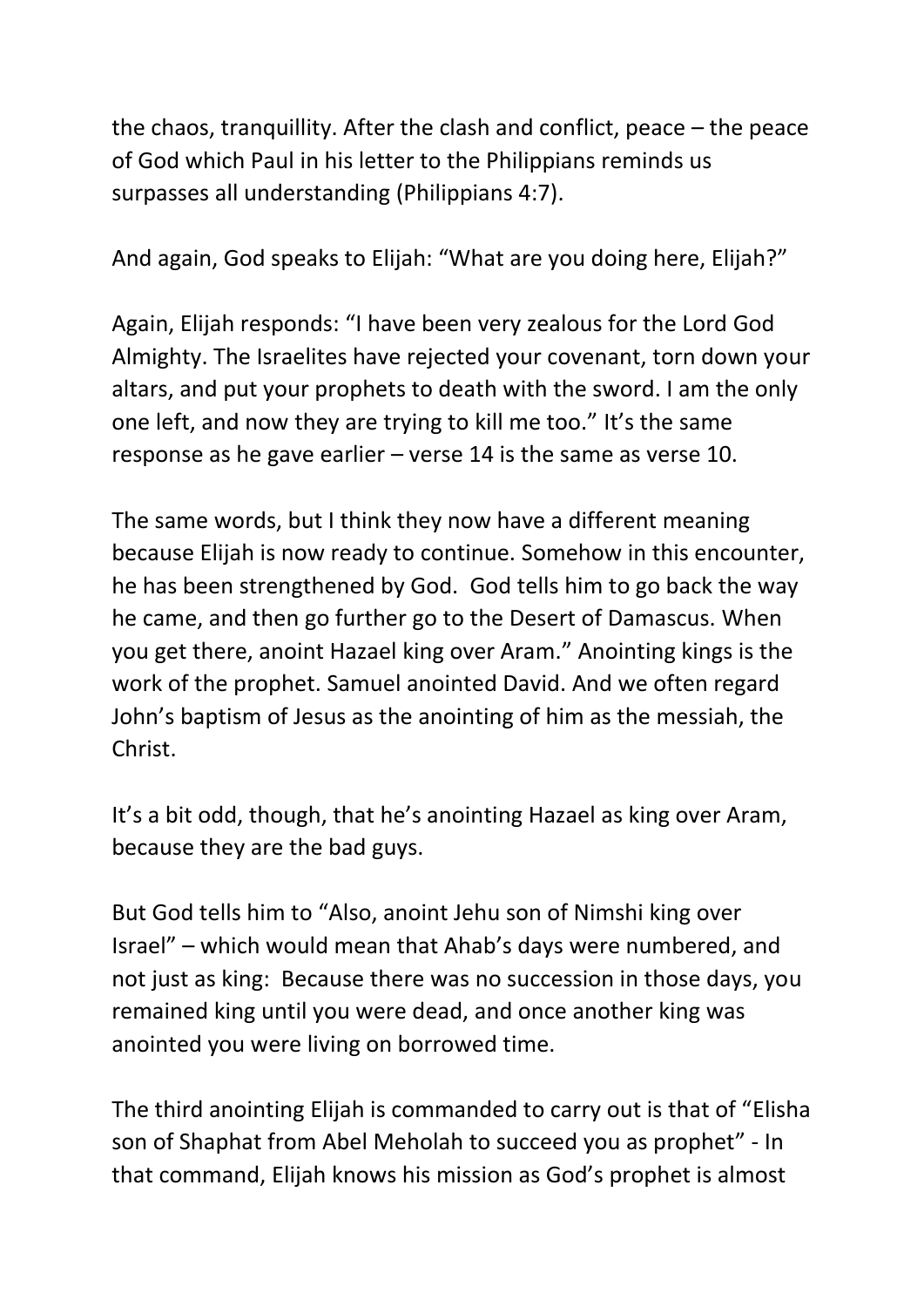the chaos, tranquillity. After the clash and conflict, peace – the peace of God which Paul in his letter to the Philippians reminds us surpasses all understanding (Philippians 4:7).

And again, God speaks to Elijah: “What are you doing here, Elijah?”

Again, Elijah responds: “I have been very zealous for the Lord God Almighty. The Israelites have rejected your covenant, torn down your altars, and put your prophets to death with the sword. I am the only one left, and now they are trying to kill me too.” It’s the same response as he gave earlier – verse 14 is the same as verse 10.

The same words, but I think they now have a different meaning because Elijah is now ready to continue. Somehow in this encounter, he has been strengthened by God. God tells him to go back the way he came, and then go further go to the Desert of Damascus. When you get there, anoint Hazael king over Aram.” Anointing kings is the work of the prophet. Samuel anointed David. And we often regard John’s baptism of Jesus as the anointing of him as the messiah, the Christ.

It’s a bit odd, though, that he’s anointing Hazael as king over Aram, because they are the bad guys.

But God tells him to “Also, anoint Jehu son of Nimshi king over Israel” – which would mean that Ahab’s days were numbered, and not just as king: Because there was no succession in those days, you remained king until you were dead, and once another king was anointed you were living on borrowed time.

The third anointing Elijah is commanded to carry out is that of “Elisha son of Shaphat from Abel Meholah to succeed you as prophet” - In that command, Elijah knows his mission as God’s prophet is almost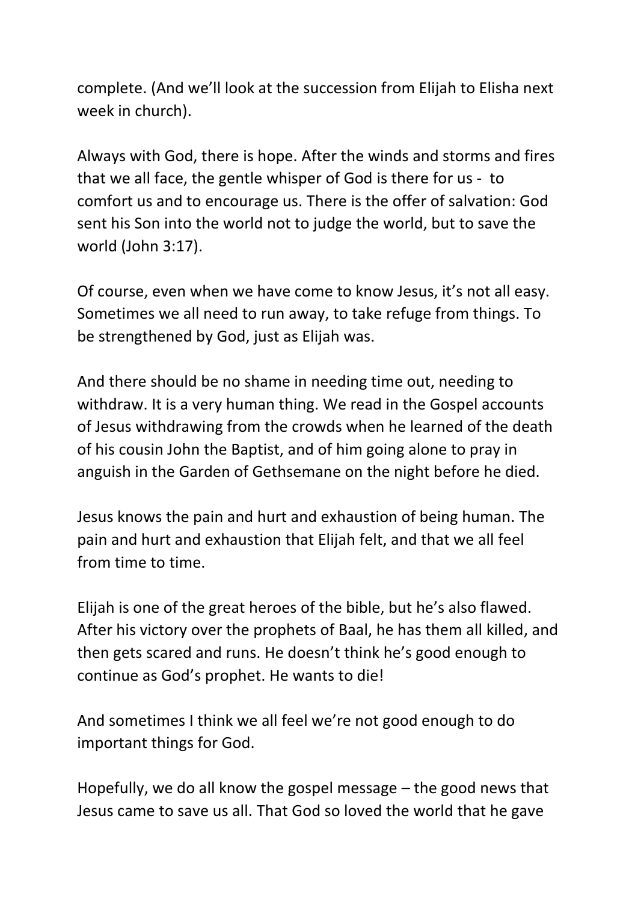complete. (And we'll look at the succession from Elijah to Elisha next week in church).

Always with God, there is hope. After the winds and storms and fires that we all face, the gentle whisper of God is there for us - to comfort us and to encourage us. There is the offer of salvation: God sent his Son into the world not to judge the world, but to save the world (John 3:17).

Of course, even when we have come to know Jesus, it's not all easy. Sometimes we all need to run away, to take refuge from things. To be strengthened by God, just as Elijah was.

And there should be no shame in needing time out, needing to withdraw. It is a very human thing. We read in the Gospel accounts of Jesus withdrawing from the crowds when he learned of the death of his cousin John the Baptist, and of him going alone to pray in anguish in the Garden of Gethsemane on the night before he died.

Jesus knows the pain and hurt and exhaustion of being human. The pain and hurt and exhaustion that Elijah felt, and that we all feel from time to time.

Elijah is one of the great heroes of the bible, but he's also flawed. After his victory over the prophets of Baal, he has them all killed, and then gets scared and runs. He doesn't think he's good enough to continue as God's prophet. He wants to die!

And sometimes I think we all feel we're not good enough to do important things for God.

Hopefully, we do all know the gospel message – the good news that Jesus came to save us all. That God so loved the world that he gave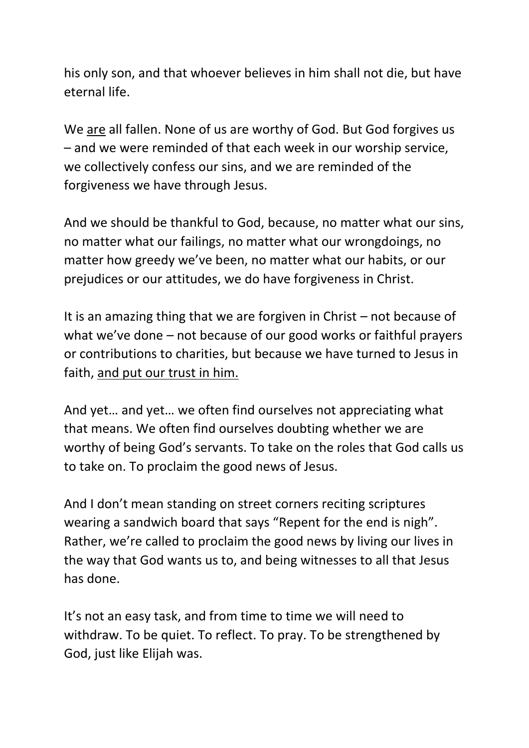his only son, and that whoever believes in him shall not die, but have eternal life.

We <u>are</u> all fallen. None of us are worthy of God. But God forgives us – and we were reminded of that each week in our worship service, we collectively confess our sins, and we are reminded of the forgiveness we have through Jesus.

And we should be thankful to God, because, no matter what our sins, no matter what our failings, no matter what our wrongdoings, no matter how greedy we've been, no matter what our habits, or our prejudices or our attitudes, we do have forgiveness in Christ.

It is an amazing thing that we are forgiven in Christ – not because of what we've done – not because of our good works or faithful prayers or contributions to charities, but because we have turned to Jesus in faith, <u>and put our trust in him.</u>

And yet… and yet… we often find ourselves not appreciating what that means. We often find ourselves doubting whether we are worthy of being God's servants. To take on the roles that God calls us to take on. To proclaim the good news of Jesus.

And I don't mean standing on street corners reciting scriptures wearing a sandwich board that says "Repent for the end is nigh". Rather, we're called to proclaim the good news by living our lives in the way that God wants us to, and being witnesses to all that Jesus has done.

It's not an easy task, and from time to time we will need to withdraw. To be quiet. To reflect. To pray. To be strengthened by God, just like Elijah was.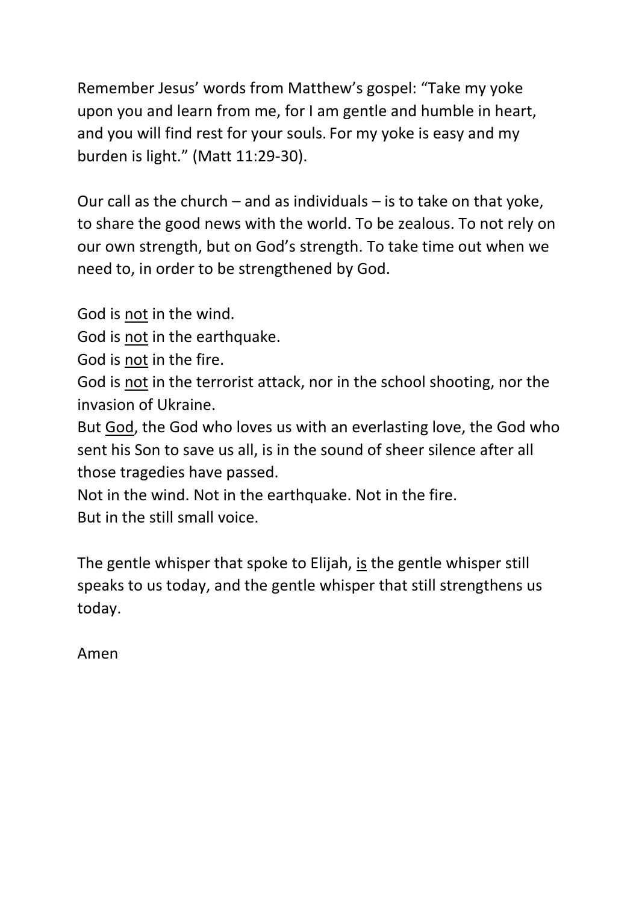Remember Jesus' words from Matthew's gospel: "Take my yoke upon you and learn from me, for I am gentle and humble in heart, and you will find rest for your souls. For my yoke is easy and my burden is light." (Matt 11:29-30).

Our call as the church – and as individuals – is to take on that yoke, to share the good news with the world. To be zealous. To not rely on our own strength, but on God's strength. To take time out when we need to, in order to be strengthened by God.

God is <u>not</u> in the wind.  
God is <u>not</u> in the earthquake.  
God is <u>not</u> in the fire.  
God is <u>not</u> in the terrorist attack, nor in the school shooting, nor the invasion of Ukraine.  
But <u>God</u>, the God who loves us with an everlasting love, the God who sent his Son to save us all, is in the sound of sheer silence after all those tragedies have passed.  
Not in the wind. Not in the earthquake. Not in the fire.  
But in the still small voice.

The gentle whisper that spoke to Elijah, <u>is</u> the gentle whisper still speaks to us today, and the gentle whisper that still strengthens us today.

Amen